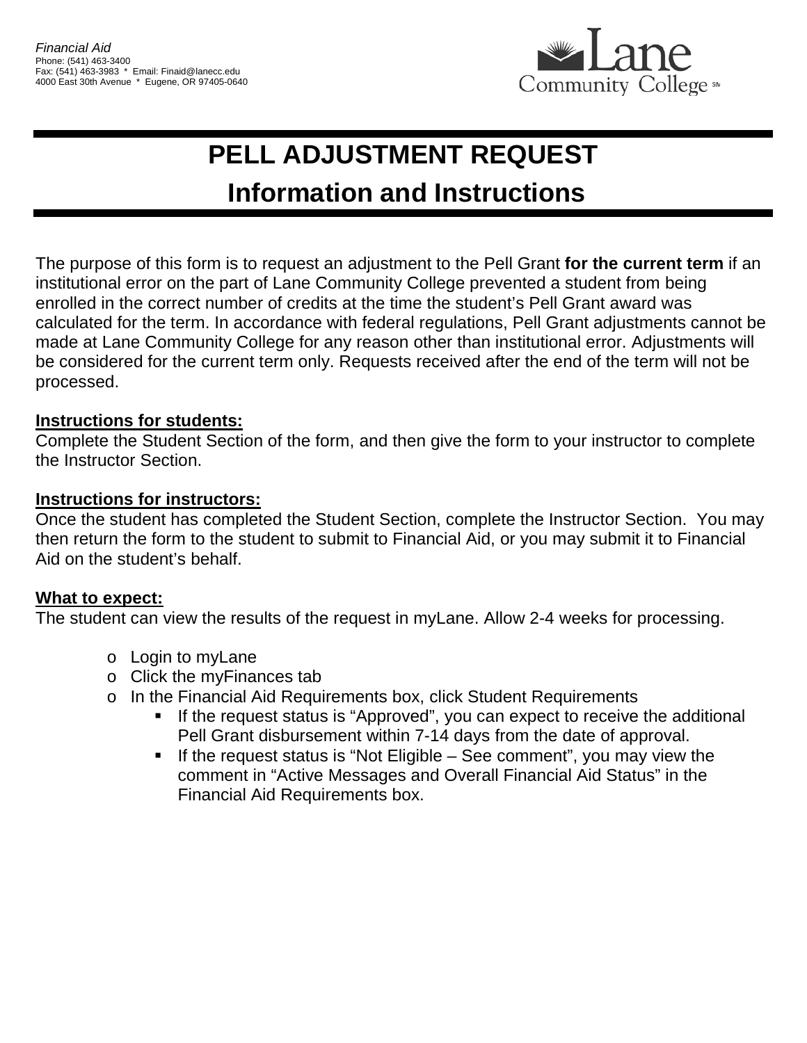*Financial Aid*
Phone: (541) 463-3400
Fax: (541) 463-3983 * Email: Finaid@lanecc.edu
4000 East 30th Avenue * Eugene, OR 97405-0640

Lane Community College

# PELL ADJUSTMENT REQUEST
## Information and Instructions

The purpose of this form is to request an adjustment to the Pell Grant **for the current term** if an institutional error on the part of Lane Community College prevented a student from being enrolled in the correct number of credits at the time the student's Pell Grant award was calculated for the term. In accordance with federal regulations, Pell Grant adjustments cannot be made at Lane Community College for any reason other than institutional error. Adjustments will be considered for the current term only. Requests received after the end of the term will not be processed.

**Instructions for students:**
Complete the Student Section of the form, and then give the form to your instructor to complete the Instructor Section.

**Instructions for instructors:**
Once the student has completed the Student Section, complete the Instructor Section. You may then return the form to the student to submit to Financial Aid, or you may submit it to Financial Aid on the student's behalf.

**What to expect:**
The student can view the results of the request in myLane. Allow 2-4 weeks for processing.

- Login to myLane
- Click the myFinances tab
- In the Financial Aid Requirements box, click Student Requirements
  - If the request status is "Approved", you can expect to receive the additional Pell Grant disbursement within 7-14 days from the date of approval.
  - If the request status is "Not Eligible – See comment", you may view the comment in "Active Messages and Overall Financial Aid Status" in the Financial Aid Requirements box.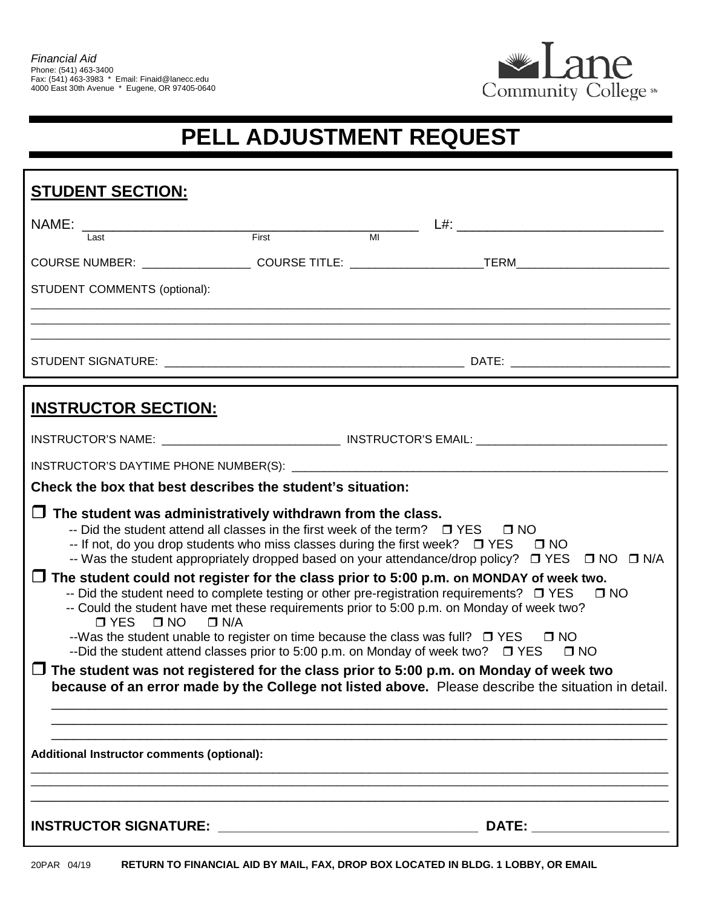*Financial Aid*
Phone: (541) 463-3400
Fax: (541) 463-3983 * Email: Finaid@lanecc.edu
4000 East 30th Avenue * Eugene, OR 97405-0640

Lane Community College

# PELL ADJUSTMENT REQUEST

## STUDENT SECTION:

NAME: ______________________________________________ L#: ____________________________
Last First MI

COURSE NUMBER: ________________ COURSE TITLE: ____________________TERM________________________

STUDENT COMMENTS (optional):

_______________________________________________________________________________________________
_______________________________________________________________________________________________
_______________________________________________________________________________________________

STUDENT SIGNATURE: ______________________________________________ DATE: ________________________

## INSTRUCTOR SECTION:

INSTRUCTOR'S NAME: ___________________________ INSTRUCTOR'S EMAIL: ______________________________

INSTRUCTOR'S DAYTIME PHONE NUMBER(S): __________________________________________________________

**Check the box that best describes the student's situation:**

❐ **The student was administratively withdrawn from the class.**
- -- Did the student attend all classes in the first week of the term? ❐ YES ❐ NO
- -- If not, do you drop students who miss classes during the first week? ❐ YES ❐ NO
- -- Was the student appropriately dropped based on your attendance/drop policy? ❐ YES ❐ NO ❐ N/A

❐ **The student could not register for the class prior to 5:00 p.m. on MONDAY of week two.**
- -- Did the student need to complete testing or other pre-registration requirements? ❐ YES ❐ NO
- -- Could the student have met these requirements prior to 5:00 p.m. on Monday of week two? ❐ YES ❐ NO ❐ N/A
- --Was the student unable to register on time because the class was full? ❐ YES ❐ NO
- --Did the student attend classes prior to 5:00 p.m. on Monday of week two? ❐ YES ❐ NO

❐ **The student was not registered for the class prior to 5:00 p.m. on Monday of week two because of an error made by the College not listed above.** Please describe the situation in detail.

_______________________________________________________________________________________________
_______________________________________________________________________________________________
_______________________________________________________________________________________________

**Additional Instructor comments (optional):**

_______________________________________________________________________________________________
_______________________________________________________________________________________________
_______________________________________________________________________________________________

**INSTRUCTOR SIGNATURE:** ___________________________________ **DATE:** __________________

20PAR 04/19 **RETURN TO FINANCIAL AID BY MAIL, FAX, DROP BOX LOCATED IN BLDG. 1 LOBBY, OR EMAIL**